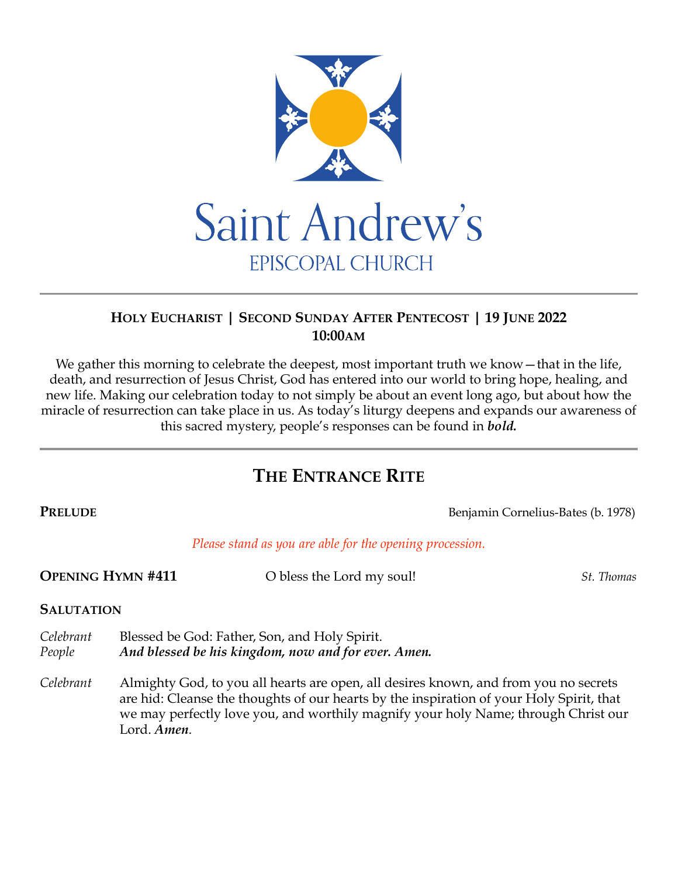# Saint Andrew's

EPISCOPAL CHURCH

---

**HOLY EUCHARIST | SECOND SUNDAY AFTER PENTECOST | 19 JUNE 2022**
**10:00AM**

We gather this morning to celebrate the deepest, most important truth we know—that in the life, death, and resurrection of Jesus Christ, God has entered into our world to bring hope, healing, and new life. Making our celebration today to not simply be about an event long ago, but about how the miracle of resurrection can take place in us. As today's liturgy deepens and expands our awareness of this sacred mystery, people's responses can be found in ***bold.***

---

## THE ENTRANCE RITE

**PRELUDE** Benjamin Cornelius-Bates (b. 1978)

*Please stand as you are able for the opening procession.*

**OPENING HYMN #411** O bless the Lord my soul! *St. Thomas*

**SALUTATION**

*Celebrant* Blessed be God: Father, Son, and Holy Spirit.
*People* ***And blessed be his kingdom, now and for ever. Amen.***

*Celebrant* Almighty God, to you all hearts are open, all desires known, and from you no secrets are hid: Cleanse the thoughts of our hearts by the inspiration of your Holy Spirit, that we may perfectly love you, and worthily magnify your holy Name; through Christ our Lord. ***Amen***.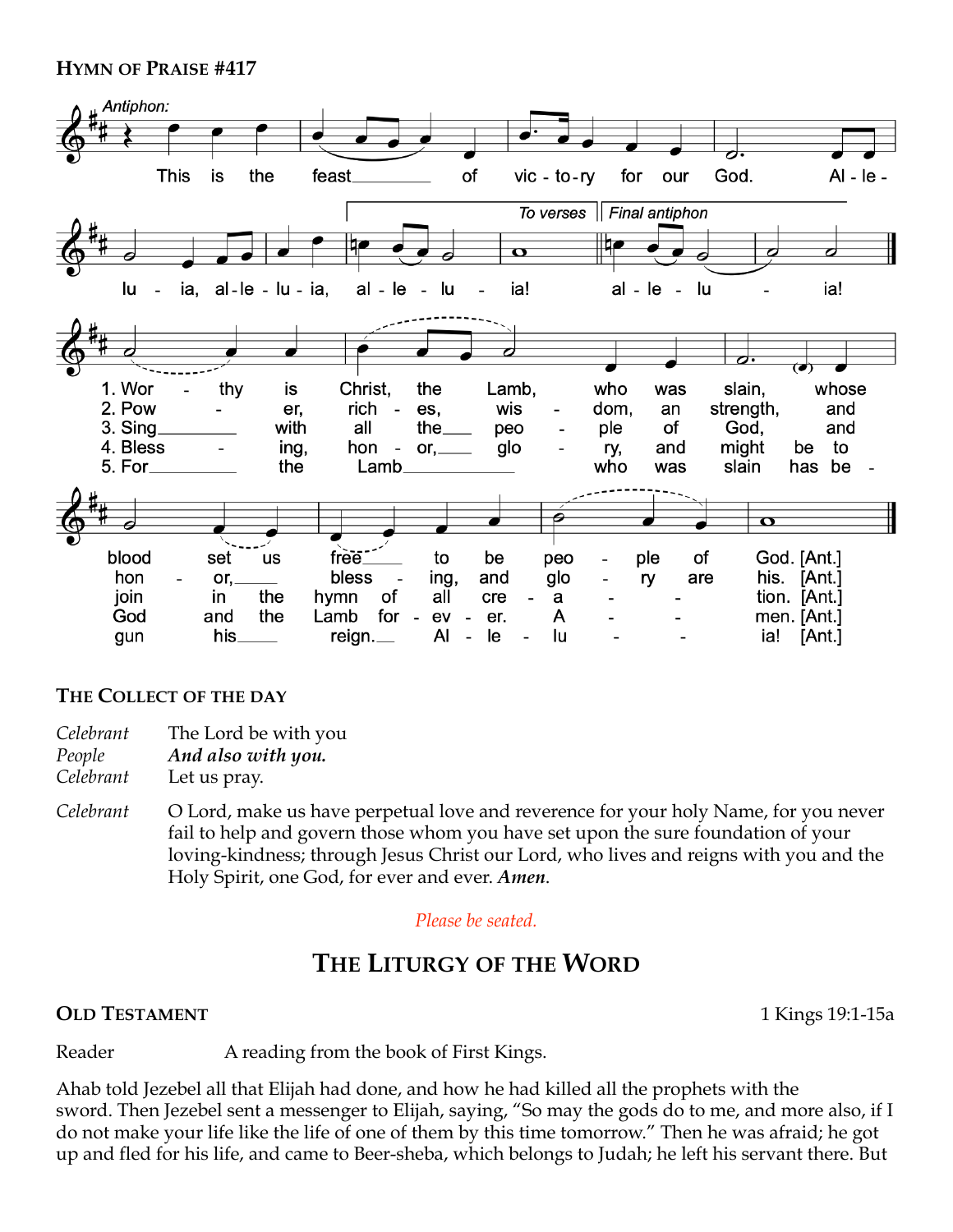**HYMN OF PRAISE #417**

*Antiphon:*

This is the feast of victory for our God. Alleluia, alleluia, alleluia!

1. Worthy is Christ, the Lamb, who was slain, whose blood set us free to be people of God. [Ant.]
2. Power, riches, wisdom, and strength, and honor, blessing, and glory are his. [Ant.]
3. Sing with all the people of God, and join in the hymn of all creation. [Ant.]
4. Blessing, honor, glory, and might be to God and the Lamb for ever. Amen. [Ant.]
5. For the Lamb who was slain has begun his reign. Alleluia! [Ant.]

**THE COLLECT OF THE DAY**

*Celebrant* The Lord be with you
*People* ***And also with you.***
*Celebrant* Let us pray.

*Celebrant* O Lord, make us have perpetual love and reverence for your holy Name, for you never fail to help and govern those whom you have set upon the sure foundation of your loving-kindness; through Jesus Christ our Lord, who lives and reigns with you and the Holy Spirit, one God, for ever and ever. ***Amen***.

*Please be seated.*

## THE LITURGY OF THE WORD

**OLD TESTAMENT** 1 Kings 19:1-15a

Reader A reading from the book of First Kings.

Ahab told Jezebel all that Elijah had done, and how he had killed all the prophets with the sword. Then Jezebel sent a messenger to Elijah, saying, "So may the gods do to me, and more also, if I do not make your life like the life of one of them by this time tomorrow." Then he was afraid; he got up and fled for his life, and came to Beer-sheba, which belongs to Judah; he left his servant there. But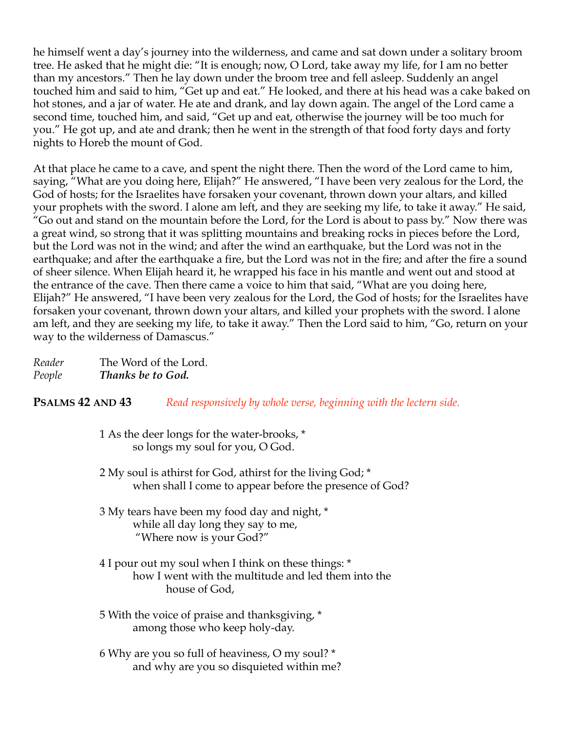he himself went a day's journey into the wilderness, and came and sat down under a solitary broom tree. He asked that he might die: "It is enough; now, O Lord, take away my life, for I am no better than my ancestors." Then he lay down under the broom tree and fell asleep. Suddenly an angel touched him and said to him, "Get up and eat." He looked, and there at his head was a cake baked on hot stones, and a jar of water. He ate and drank, and lay down again. The angel of the Lord came a second time, touched him, and said, "Get up and eat, otherwise the journey will be too much for you." He got up, and ate and drank; then he went in the strength of that food forty days and forty nights to Horeb the mount of God.

At that place he came to a cave, and spent the night there. Then the word of the Lord came to him, saying, "What are you doing here, Elijah?" He answered, "I have been very zealous for the Lord, the God of hosts; for the Israelites have forsaken your covenant, thrown down your altars, and killed your prophets with the sword. I alone am left, and they are seeking my life, to take it away." He said, "Go out and stand on the mountain before the Lord, for the Lord is about to pass by." Now there was a great wind, so strong that it was splitting mountains and breaking rocks in pieces before the Lord, but the Lord was not in the wind; and after the wind an earthquake, but the Lord was not in the earthquake; and after the earthquake a fire, but the Lord was not in the fire; and after the fire a sound of sheer silence. When Elijah heard it, he wrapped his face in his mantle and went out and stood at the entrance of the cave. Then there came a voice to him that said, "What are you doing here, Elijah?" He answered, "I have been very zealous for the Lord, the God of hosts; for the Israelites have forsaken your covenant, thrown down your altars, and killed your prophets with the sword. I alone am left, and they are seeking my life, to take it away." Then the Lord said to him, "Go, return on your way to the wilderness of Damascus."

*Reader* The Word of the Lord.
*People* ***Thanks be to God.***

**PSALMS 42 AND 43** *Read responsively by whole verse, beginning with the lectern side.*

1 As the deer longs for the water-brooks, *
so longs my soul for you, O God.

2 My soul is athirst for God, athirst for the living God; *
when shall I come to appear before the presence of God?

3 My tears have been my food day and night, *
while all day long they say to me,
"Where now is your God?"

4 I pour out my soul when I think on these things: *
how I went with the multitude and led them into the
house of God,

5 With the voice of praise and thanksgiving, *
among those who keep holy-day.

6 Why are you so full of heaviness, O my soul? *
and why are you so disquieted within me?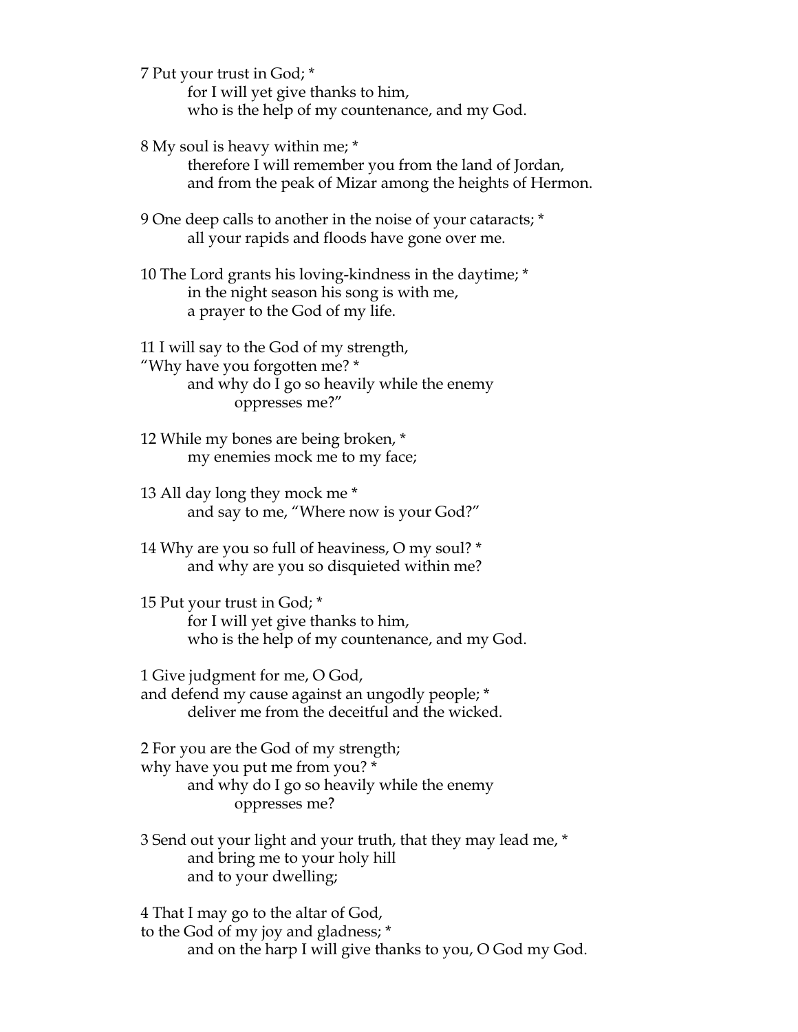7 Put your trust in God; *
    for I will yet give thanks to him,
    who is the help of my countenance, and my God.

8 My soul is heavy within me; *
    therefore I will remember you from the land of Jordan,
    and from the peak of Mizar among the heights of Hermon.

9 One deep calls to another in the noise of your cataracts; *
    all your rapids and floods have gone over me.

10 The Lord grants his loving-kindness in the daytime; *
    in the night season his song is with me,
    a prayer to the God of my life.

11 I will say to the God of my strength,
"Why have you forgotten me? *
    and why do I go so heavily while the enemy
        oppresses me?"

12 While my bones are being broken, *
    my enemies mock me to my face;

13 All day long they mock me *
    and say to me, "Where now is your God?"

14 Why are you so full of heaviness, O my soul? *
    and why are you so disquieted within me?

15 Put your trust in God; *
    for I will yet give thanks to him,
    who is the help of my countenance, and my God.

1 Give judgment for me, O God,
and defend my cause against an ungodly people; *
    deliver me from the deceitful and the wicked.

2 For you are the God of my strength;
why have you put me from you? *
    and why do I go so heavily while the enemy
        oppresses me?

3 Send out your light and your truth, that they may lead me, *
    and bring me to your holy hill
    and to your dwelling;

4 That I may go to the altar of God,
to the God of my joy and gladness; *
    and on the harp I will give thanks to you, O God my God.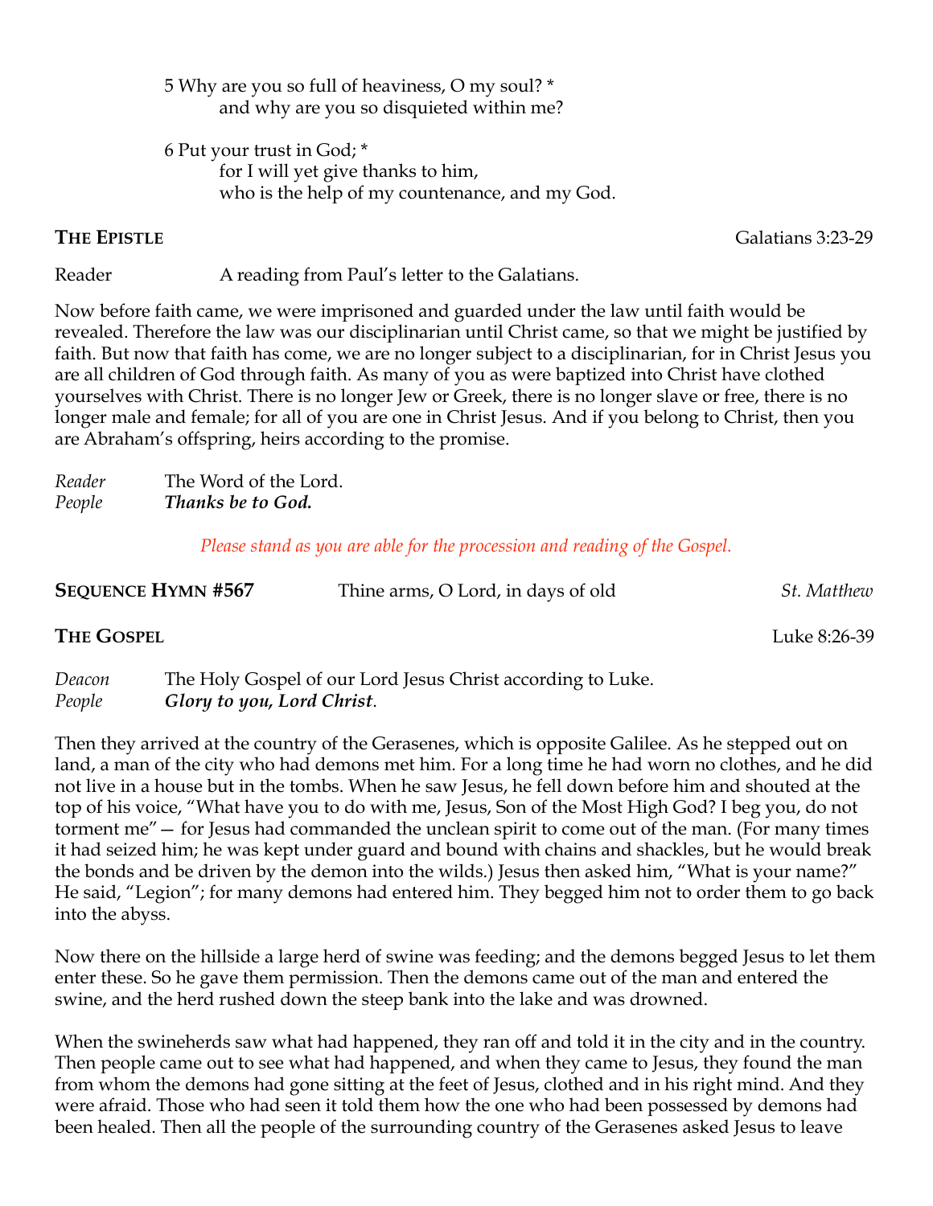5 Why are you so full of heaviness, O my soul? *
and why are you so disquieted within me?

6 Put your trust in God; *
for I will yet give thanks to him,
who is the help of my countenance, and my God.

**THE EPISTLE** Galatians 3:23-29

Reader A reading from Paul's letter to the Galatians.

Now before faith came, we were imprisoned and guarded under the law until faith would be revealed. Therefore the law was our disciplinarian until Christ came, so that we might be justified by faith. But now that faith has come, we are no longer subject to a disciplinarian, for in Christ Jesus you are all children of God through faith. As many of you as were baptized into Christ have clothed yourselves with Christ. There is no longer Jew or Greek, there is no longer slave or free, there is no longer male and female; for all of you are one in Christ Jesus. And if you belong to Christ, then you are Abraham's offspring, heirs according to the promise.

*Reader* The Word of the Lord.
*People* ***Thanks be to God.***

*Please stand as you are able for the procession and reading of the Gospel.*

**SEQUENCE HYMN #567** Thine arms, O Lord, in days of old *St. Matthew*

**THE GOSPEL** Luke 8:26-39

*Deacon* The Holy Gospel of our Lord Jesus Christ according to Luke.
*People* ***Glory to you, Lord Christ*.**

Then they arrived at the country of the Gerasenes, which is opposite Galilee. As he stepped out on land, a man of the city who had demons met him. For a long time he had worn no clothes, and he did not live in a house but in the tombs. When he saw Jesus, he fell down before him and shouted at the top of his voice, "What have you to do with me, Jesus, Son of the Most High God? I beg you, do not torment me"— for Jesus had commanded the unclean spirit to come out of the man. (For many times it had seized him; he was kept under guard and bound with chains and shackles, but he would break the bonds and be driven by the demon into the wilds.) Jesus then asked him, "What is your name?" He said, "Legion"; for many demons had entered him. They begged him not to order them to go back into the abyss.

Now there on the hillside a large herd of swine was feeding; and the demons begged Jesus to let them enter these. So he gave them permission. Then the demons came out of the man and entered the swine, and the herd rushed down the steep bank into the lake and was drowned.

When the swineherds saw what had happened, they ran off and told it in the city and in the country. Then people came out to see what had happened, and when they came to Jesus, they found the man from whom the demons had gone sitting at the feet of Jesus, clothed and in his right mind. And they were afraid. Those who had seen it told them how the one who had been possessed by demons had been healed. Then all the people of the surrounding country of the Gerasenes asked Jesus to leave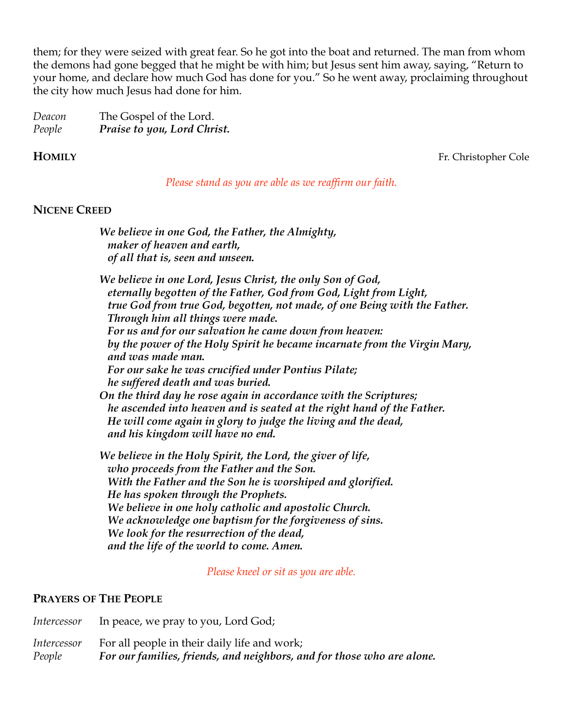them; for they were seized with great fear. So he got into the boat and returned. The man from whom the demons had gone begged that he might be with him; but Jesus sent him away, saying, "Return to your home, and declare how much God has done for you." So he went away, proclaiming throughout the city how much Jesus had done for him.

*Deacon* The Gospel of the Lord.
*People* ***Praise to you, Lord Christ.***

**HOMILY** Fr. Christopher Cole

*Please stand as you are able as we reaffirm our faith.*

**NICENE CREED**

***We believe in one God, the Father, the Almighty,***
***maker of heaven and earth,***
***of all that is, seen and unseen.***

***We believe in one Lord, Jesus Christ, the only Son of God,***
***eternally begotten of the Father, God from God, Light from Light,***
***true God from true God, begotten, not made, of one Being with the Father.***
***Through him all things were made.***
***For us and for our salvation he came down from heaven:***
***by the power of the Holy Spirit he became incarnate from the Virgin Mary,***
***and was made man.***
***For our sake he was crucified under Pontius Pilate;***
***he suffered death and was buried.***
***On the third day he rose again in accordance with the Scriptures;***
***he ascended into heaven and is seated at the right hand of the Father.***
***He will come again in glory to judge the living and the dead,***
***and his kingdom will have no end.***

***We believe in the Holy Spirit, the Lord, the giver of life,***
***who proceeds from the Father and the Son.***
***With the Father and the Son he is worshiped and glorified.***
***He has spoken through the Prophets.***
***We believe in one holy catholic and apostolic Church.***
***We acknowledge one baptism for the forgiveness of sins.***
***We look for the resurrection of the dead,***
***and the life of the world to come. Amen.***

*Please kneel or sit as you are able.*

**PRAYERS OF THE PEOPLE**

*Intercessor* In peace, we pray to you, Lord God;

*Intercessor* For all people in their daily life and work;
*People* ***For our families, friends, and neighbors, and for those who are alone.***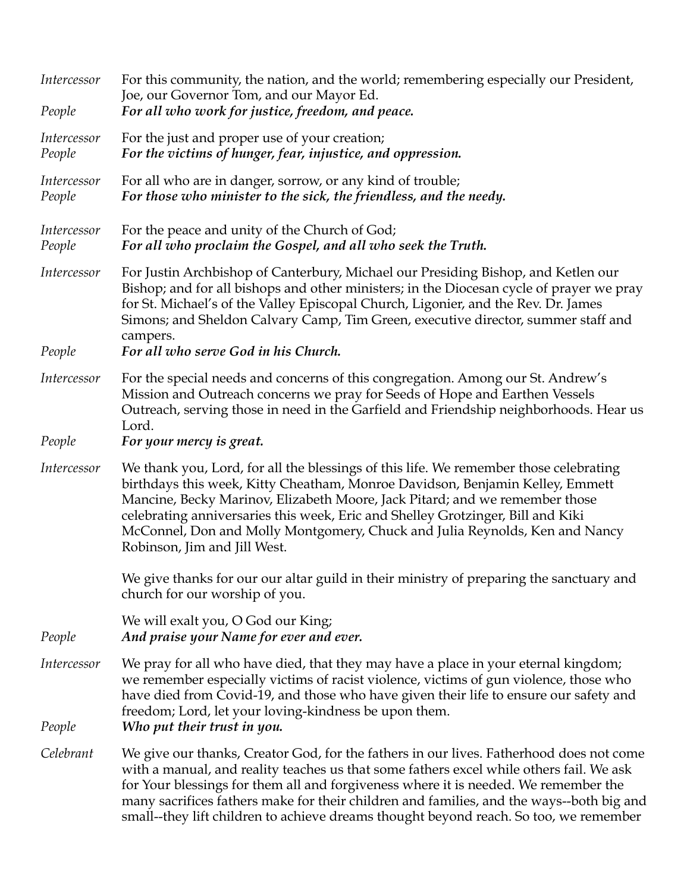*Intercessor* For this community, the nation, and the world; remembering especially our President, Joe, our Governor Tom, and our Mayor Ed.

*People* ***For all who work for justice, freedom, and peace.***

*Intercessor* For the just and proper use of your creation;

*People* ***For the victims of hunger, fear, injustice, and oppression.***

*Intercessor* For all who are in danger, sorrow, or any kind of trouble;

*People* ***For those who minister to the sick, the friendless, and the needy.***

*Intercessor* For the peace and unity of the Church of God;

*People* ***For all who proclaim the Gospel, and all who seek the Truth.***

*Intercessor* For Justin Archbishop of Canterbury, Michael our Presiding Bishop, and Ketlen our Bishop; and for all bishops and other ministers; in the Diocesan cycle of prayer we pray for St. Michael's of the Valley Episcopal Church, Ligonier, and the Rev. Dr. James Simons; and Sheldon Calvary Camp, Tim Green, executive director, summer staff and campers.

*People* ***For all who serve God in his Church.***

*Intercessor* For the special needs and concerns of this congregation. Among our St. Andrew's Mission and Outreach concerns we pray for Seeds of Hope and Earthen Vessels Outreach, serving those in need in the Garfield and Friendship neighborhoods. Hear us Lord.

*People* ***For your mercy is great.***

*Intercessor* We thank you, Lord, for all the blessings of this life. We remember those celebrating birthdays this week, Kitty Cheatham, Monroe Davidson, Benjamin Kelley, Emmett Mancine, Becky Marinov, Elizabeth Moore, Jack Pitard; and we remember those celebrating anniversaries this week, Eric and Shelley Grotzinger, Bill and Kiki McConnel, Don and Molly Montgomery, Chuck and Julia Reynolds, Ken and Nancy Robinson, Jim and Jill West.

We give thanks for our our altar guild in their ministry of preparing the sanctuary and church for our worship of you.

We will exalt you, O God our King;

*People* ***And praise your Name for ever and ever.***

*Intercessor* We pray for all who have died, that they may have a place in your eternal kingdom; we remember especially victims of racist violence, victims of gun violence, those who have died from Covid-19, and those who have given their life to ensure our safety and freedom; Lord, let your loving-kindness be upon them.

*People* ***Who put their trust in you.***

*Celebrant* We give our thanks, Creator God, for the fathers in our lives. Fatherhood does not come with a manual, and reality teaches us that some fathers excel while others fail. We ask for Your blessings for them all and forgiveness where it is needed. We remember the many sacrifices fathers make for their children and families, and the ways--both big and small--they lift children to achieve dreams thought beyond reach. So too, we remember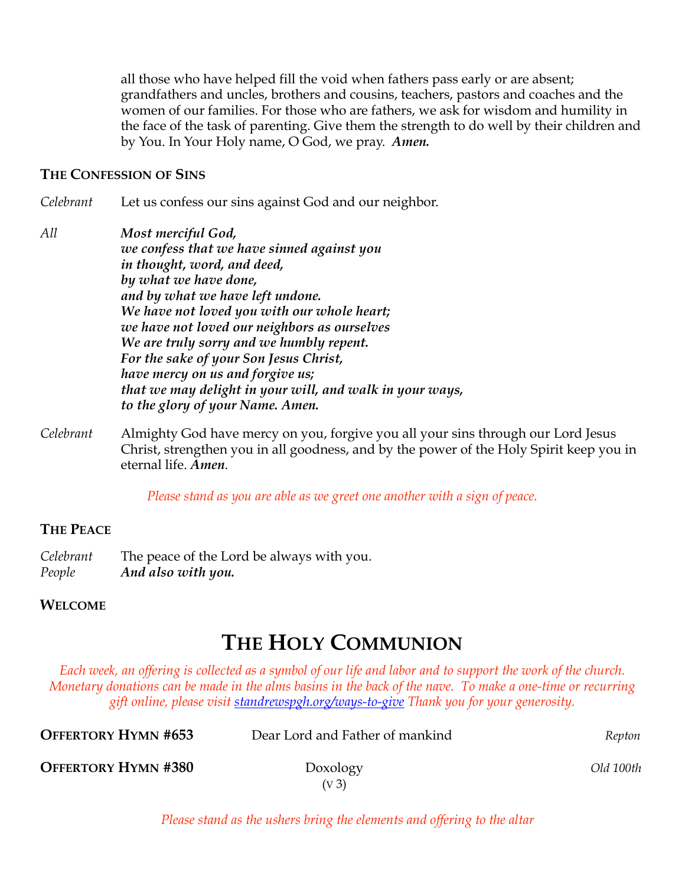all those who have helped fill the void when fathers pass early or are absent; grandfathers and uncles, brothers and cousins, teachers, pastors and coaches and the women of our families. For those who are fathers, we ask for wisdom and humility in the face of the task of parenting. Give them the strength to do well by their children and by You. In Your Holy name, O God, we pray. ***Amen.***

### THE CONFESSION OF SINS

*Celebrant* Let us confess our sins against God and our neighbor.

*All* ***Most merciful God,***
***we confess that we have sinned against you***
***in thought, word, and deed,***
***by what we have done,***
***and by what we have left undone.***
***We have not loved you with our whole heart;***
***we have not loved our neighbors as ourselves***
***We are truly sorry and we humbly repent.***
***For the sake of your Son Jesus Christ,***
***have mercy on us and forgive us;***
***that we may delight in your will, and walk in your ways,***
***to the glory of your Name. Amen.***

*Celebrant* Almighty God have mercy on you, forgive you all your sins through our Lord Jesus Christ, strengthen you in all goodness, and by the power of the Holy Spirit keep you in eternal life. ***Amen***.

*Please stand as you are able as we greet one another with a sign of peace.*

### THE PEACE

*Celebrant* The peace of the Lord be always with you.
*People* ***And also with you.***

### WELCOME

# THE HOLY COMMUNION

*Each week, an offering is collected as a symbol of our life and labor and to support the work of the church. Monetary donations can be made in the alms basins in the back of the nave. To make a one-time or recurring gift online, please visit [standrewspgh.org/ways-to-give](standrewspgh.org/ways-to-give) Thank you for your generosity.*

**OFFERTORY HYMN #653** Dear Lord and Father of mankind *Repton*

**OFFERTORY HYMN #380** Doxology (v 3) *Old 100th*

*Please stand as the ushers bring the elements and offering to the altar*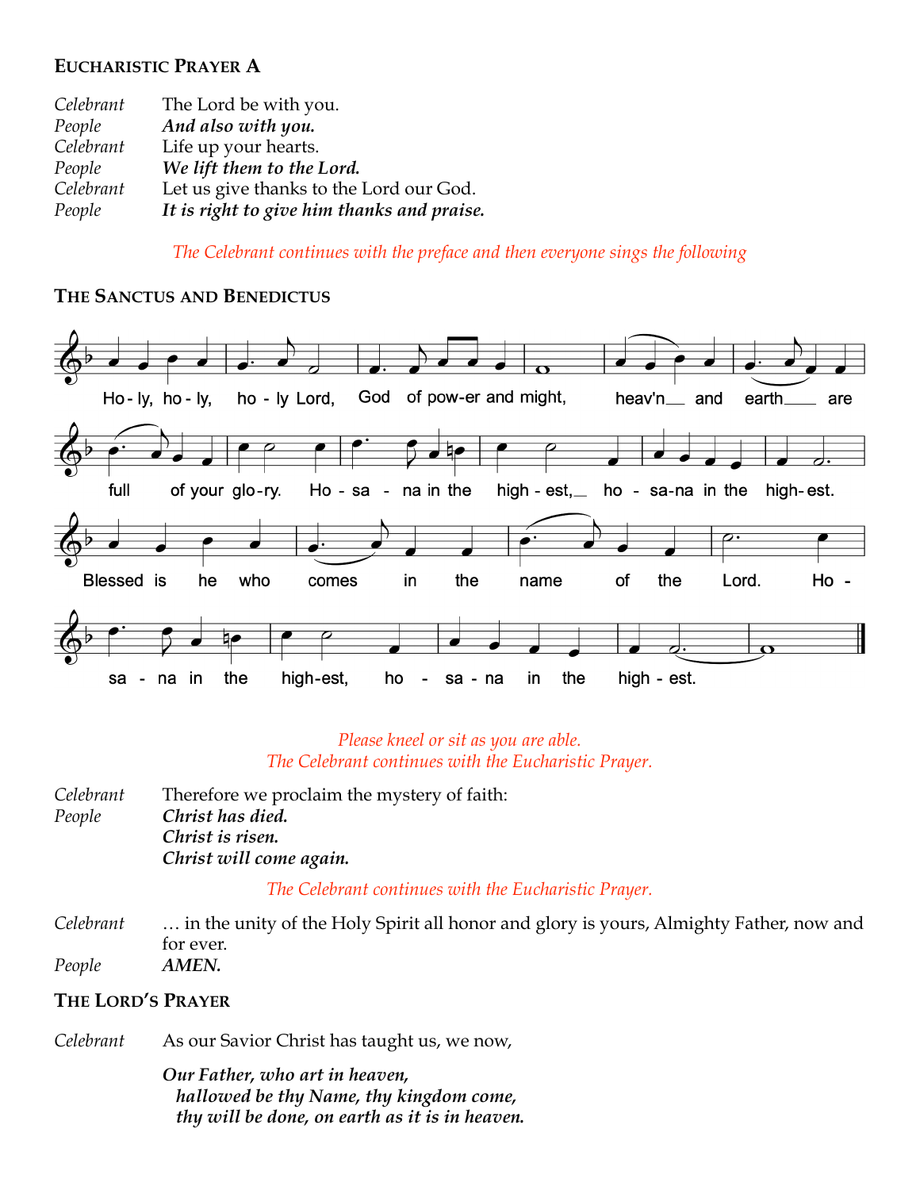### EUCHARISTIC PRAYER A

*Celebrant* The Lord be with you.
*People* ***And also with you.***
*Celebrant* Life up your hearts.
*People* ***We lift them to the Lord.***
*Celebrant* Let us give thanks to the Lord our God.
*People* ***It is right to give him thanks and praise.***

*The Celebrant continues with the preface and then everyone sings the following*

### THE SANCTUS AND BENEDICTUS

Ho-ly, ho-ly, ho-ly Lord, God of pow-er and might, heav'n and earth are full of your glo-ry. Ho-sa-na in the high-est, ho-sa-na in the high-est. Blessed is he who comes in the name of the Lord. Ho-sa-na in the high-est, ho-sa-na in the high-est.

*Please kneel or sit as you are able.*
*The Celebrant continues with the Eucharistic Prayer.*

*Celebrant* Therefore we proclaim the mystery of faith:
*People* ***Christ has died.***
***Christ is risen.***
***Christ will come again.***

*The Celebrant continues with the Eucharistic Prayer.*

*Celebrant* … in the unity of the Holy Spirit all honor and glory is yours, Almighty Father, now and for ever.
*People* ***AMEN.***

### THE LORD'S PRAYER

*Celebrant* As our Savior Christ has taught us, we now,

***Our Father, who art in heaven,***
***hallowed be thy Name, thy kingdom come,***
***thy will be done, on earth as it is in heaven.***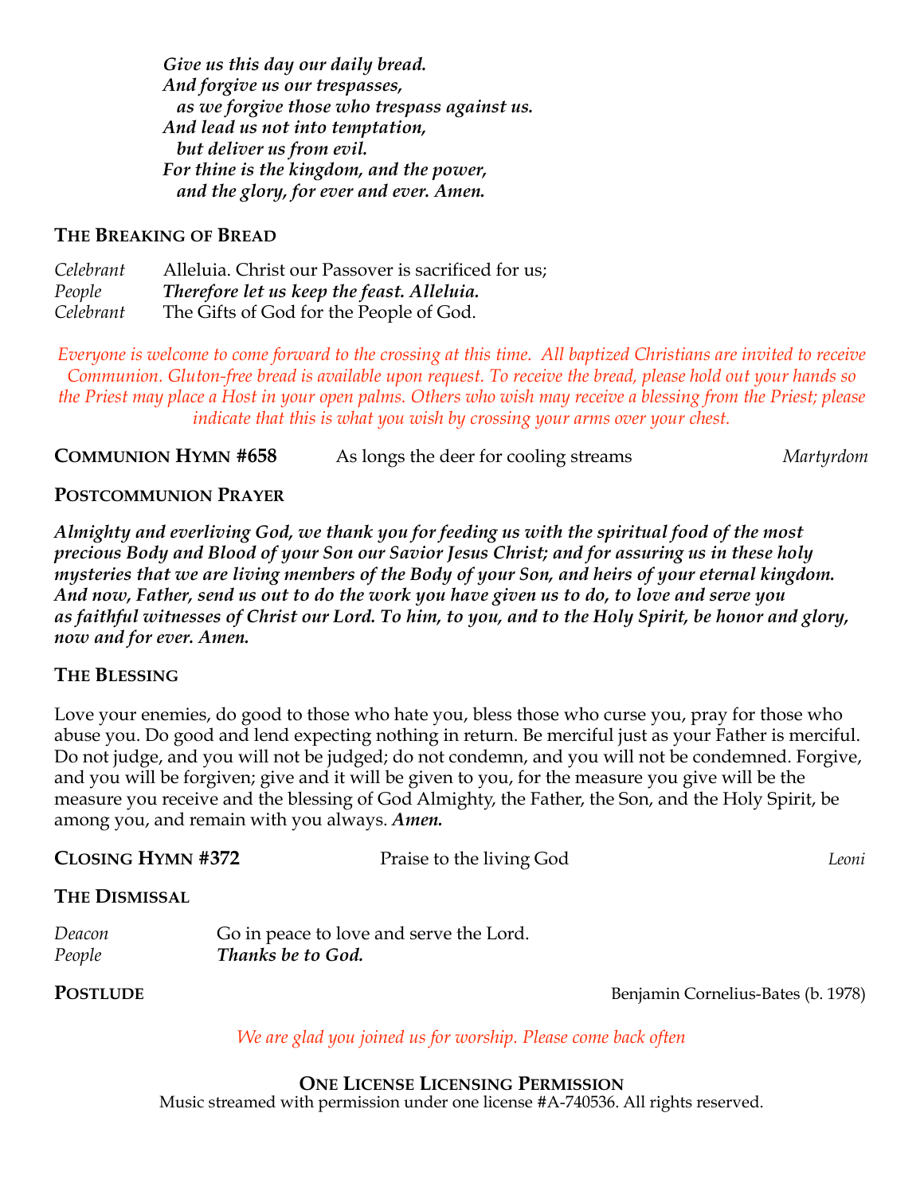***Give us this day our daily bread.***
***And forgive us our trespasses,***
***as we forgive those who trespass against us.***
***And lead us not into temptation,***
***but deliver us from evil.***
***For thine is the kingdom, and the power,***
***and the glory, for ever and ever. Amen.***

### THE BREAKING OF BREAD

*Celebrant* Alleluia. Christ our Passover is sacrificed for us;
*People* ***Therefore let us keep the feast. Alleluia.***
*Celebrant* The Gifts of God for the People of God.

*Everyone is welcome to come forward to the crossing at this time. All baptized Christians are invited to receive Communion. Gluton-free bread is available upon request. To receive the bread, please hold out your hands so the Priest may place a Host in your open palms. Others who wish may receive a blessing from the Priest; please indicate that this is what you wish by crossing your arms over your chest.*

**COMMUNION HYMN #658** As longs the deer for cooling streams *Martyrdom*

### POSTCOMMUNION PRAYER

***Almighty and everliving God, we thank you for feeding us with the spiritual food of the most precious Body and Blood of your Son our Savior Jesus Christ; and for assuring us in these holy mysteries that we are living members of the Body of your Son, and heirs of your eternal kingdom. And now, Father, send us out to do the work you have given us to do, to love and serve you as faithful witnesses of Christ our Lord. To him, to you, and to the Holy Spirit, be honor and glory, now and for ever. Amen.***

### THE BLESSING

Love your enemies, do good to those who hate you, bless those who curse you, pray for those who abuse you. Do good and lend expecting nothing in return. Be merciful just as your Father is merciful. Do not judge, and you will not be judged; do not condemn, and you will not be condemned. Forgive, and you will be forgiven; give and it will be given to you, for the measure you give will be the measure you receive and the blessing of God Almighty, the Father, the Son, and the Holy Spirit, be among you, and remain with you always. ***Amen.***

**CLOSING HYMN #372** Praise to the living God *Leoni*

### THE DISMISSAL

*Deacon* Go in peace to love and serve the Lord.
*People* ***Thanks be to God.***

**POSTLUDE** Benjamin Cornelius-Bates (b. 1978)

*We are glad you joined us for worship. Please come back often*

**ONE LICENSE LICENSING PERMISSION**
Music streamed with permission under one license #A-740536. All rights reserved.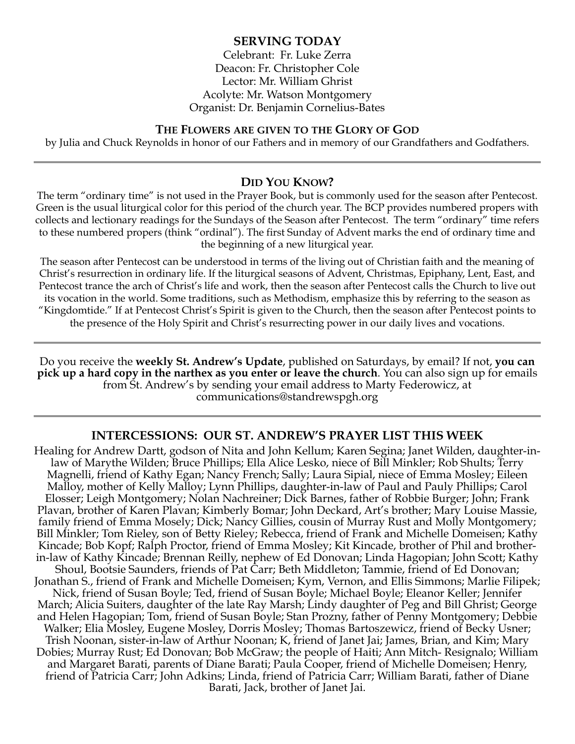## SERVING TODAY

Celebrant: Fr. Luke Zerra
Deacon: Fr. Christopher Cole
Lector: Mr. William Ghrist
Acolyte: Mr. Watson Montgomery
Organist: Dr. Benjamin Cornelius-Bates

## THE FLOWERS ARE GIVEN TO THE GLORY OF GOD

by Julia and Chuck Reynolds in honor of our Fathers and in memory of our Grandfathers and Godfathers.

---

## DID YOU KNOW?

The term "ordinary time" is not used in the Prayer Book, but is commonly used for the season after Pentecost. Green is the usual liturgical color for this period of the church year. The BCP provides numbered propers with collects and lectionary readings for the Sundays of the Season after Pentecost. The term "ordinary" time refers to these numbered propers (think "ordinal"). The first Sunday of Advent marks the end of ordinary time and the beginning of a new liturgical year.

The season after Pentecost can be understood in terms of the living out of Christian faith and the meaning of Christ's resurrection in ordinary life. If the liturgical seasons of Advent, Christmas, Epiphany, Lent, East, and Pentecost trance the arch of Christ's life and work, then the season after Pentecost calls the Church to live out its vocation in the world. Some traditions, such as Methodism, emphasize this by referring to the season as "Kingdomtide." If at Pentecost Christ's Spirit is given to the Church, then the season after Pentecost points to the presence of the Holy Spirit and Christ's resurrecting power in our daily lives and vocations.

---

Do you receive the **weekly St. Andrew's Update**, published on Saturdays, by email? If not, **you can pick up a hard copy in the narthex as you enter or leave the church**. You can also sign up for emails from St. Andrew's by sending your email address to Marty Federowicz, at communications@standrewspgh.org

---

## INTERCESSIONS: OUR ST. ANDREW'S PRAYER LIST THIS WEEK

Healing for Andrew Dartt, godson of Nita and John Kellum; Karen Segina; Janet Wilden, daughter-in-law of Marythe Wilden; Bruce Phillips; Ella Alice Lesko, niece of Bill Minkler; Rob Shults; Terry Magnelli, friend of Kathy Egan; Nancy French; Sally; Laura Sipial, niece of Emma Mosley; Eileen Malloy, mother of Kelly Malloy; Lynn Phillips, daughter-in-law of Paul and Pauly Phillips; Carol Elosser; Leigh Montgomery; Nolan Nachreiner; Dick Barnes, father of Robbie Burger; John; Frank Plavan, brother of Karen Plavan; Kimberly Bomar; John Deckard, Art's brother; Mary Louise Massie, family friend of Emma Mosely; Dick; Nancy Gillies, cousin of Murray Rust and Molly Montgomery; Bill Minkler; Tom Rieley, son of Betty Rieley; Rebecca, friend of Frank and Michelle Domeisen; Kathy Kincade; Bob Kopf; Ralph Proctor, friend of Emma Mosley; Kit Kincade, brother of Phil and brother-in-law of Kathy Kincade; Brennan Reilly, nephew of Ed Donovan; Linda Hagopian; John Scott; Kathy Shoul, Bootsie Saunders, friends of Pat Carr; Beth Middleton; Tammie, friend of Ed Donovan; Jonathan S., friend of Frank and Michelle Domeisen; Kym, Vernon, and Ellis Simmons; Marlie Filipek; Nick, friend of Susan Boyle; Ted, friend of Susan Boyle; Michael Boyle; Eleanor Keller; Jennifer March; Alicia Suiters, daughter of the late Ray Marsh; Lindy daughter of Peg and Bill Ghrist; George and Helen Hagopian; Tom, friend of Susan Boyle; Stan Prozny, father of Penny Montgomery; Debbie Walker; Elia Mosley, Eugene Mosley, Dorris Mosley; Thomas Bartoszewicz, friend of Becky Usner; Trish Noonan, sister-in-law of Arthur Noonan; K, friend of Janet Jai; James, Brian, and Kim; Mary Dobies; Murray Rust; Ed Donovan; Bob McGraw; the people of Haiti; Ann Mitch- Resignalo; William and Margaret Barati, parents of Diane Barati; Paula Cooper, friend of Michelle Domeisen; Henry, friend of Patricia Carr; John Adkins; Linda, friend of Patricia Carr; William Barati, father of Diane Barati, Jack, brother of Janet Jai.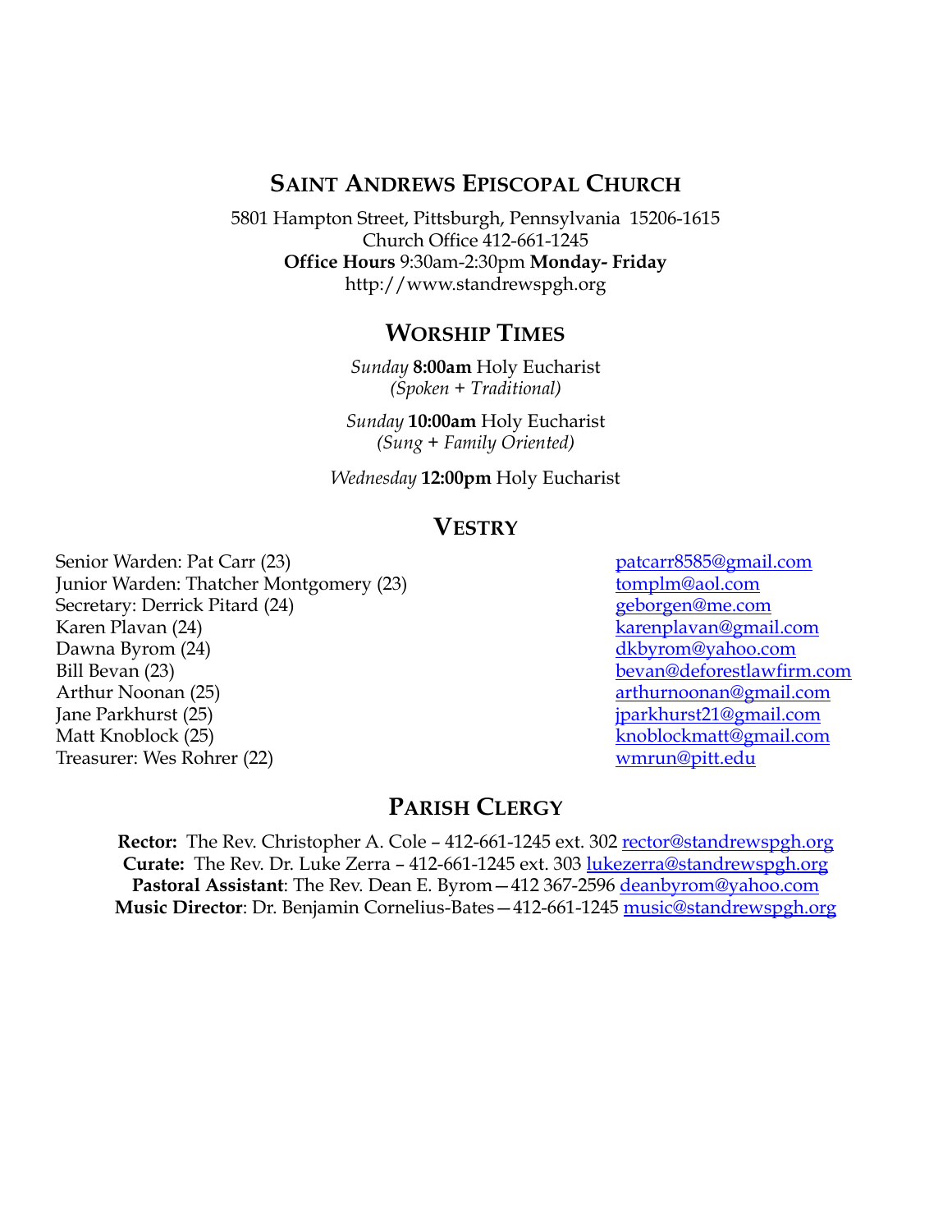# SAINT ANDREWS EPISCOPAL CHURCH

5801 Hampton Street, Pittsburgh, Pennsylvania 15206-1615
Church Office 412-661-1245
**Office Hours** 9:30am-2:30pm **Monday- Friday**
http://www.standrewspgh.org

## WORSHIP TIMES

*Sunday* **8:00am** Holy Eucharist
*(Spoken + Traditional)*

*Sunday* **10:00am** Holy Eucharist
*(Sung + Family Oriented)*

*Wednesday* **12:00pm** Holy Eucharist

## VESTRY

| | |
|---|---|
| Senior Warden: Pat Carr (23) | patcarr8585@gmail.com |
| Junior Warden: Thatcher Montgomery (23) | tomplm@aol.com |
| Secretary: Derrick Pitard (24) | geborgen@me.com |
| Karen Plavan (24) | karenplavan@gmail.com |
| Dawna Byrom (24) | dkbyrom@yahoo.com |
| Bill Bevan (23) | bevan@deforestlawfirm.com |
| Arthur Noonan (25) | arthurnoonan@gmail.com |
| Jane Parkhurst (25) | jparkhurst21@gmail.com |
| Matt Knoblock (25) | knoblockmatt@gmail.com |
| Treasurer: Wes Rohrer (22) | wmrun@pitt.edu |

## PARISH CLERGY

**Rector:** The Rev. Christopher A. Cole – 412-661-1245 ext. 302 rector@standrewspgh.org
**Curate:** The Rev. Dr. Luke Zerra – 412-661-1245 ext. 303 lukezerra@standrewspgh.org
**Pastoral Assistant**: The Rev. Dean E. Byrom—412 367-2596 deanbyrom@yahoo.com
**Music Director**: Dr. Benjamin Cornelius-Bates—412-661-1245 music@standrewspgh.org